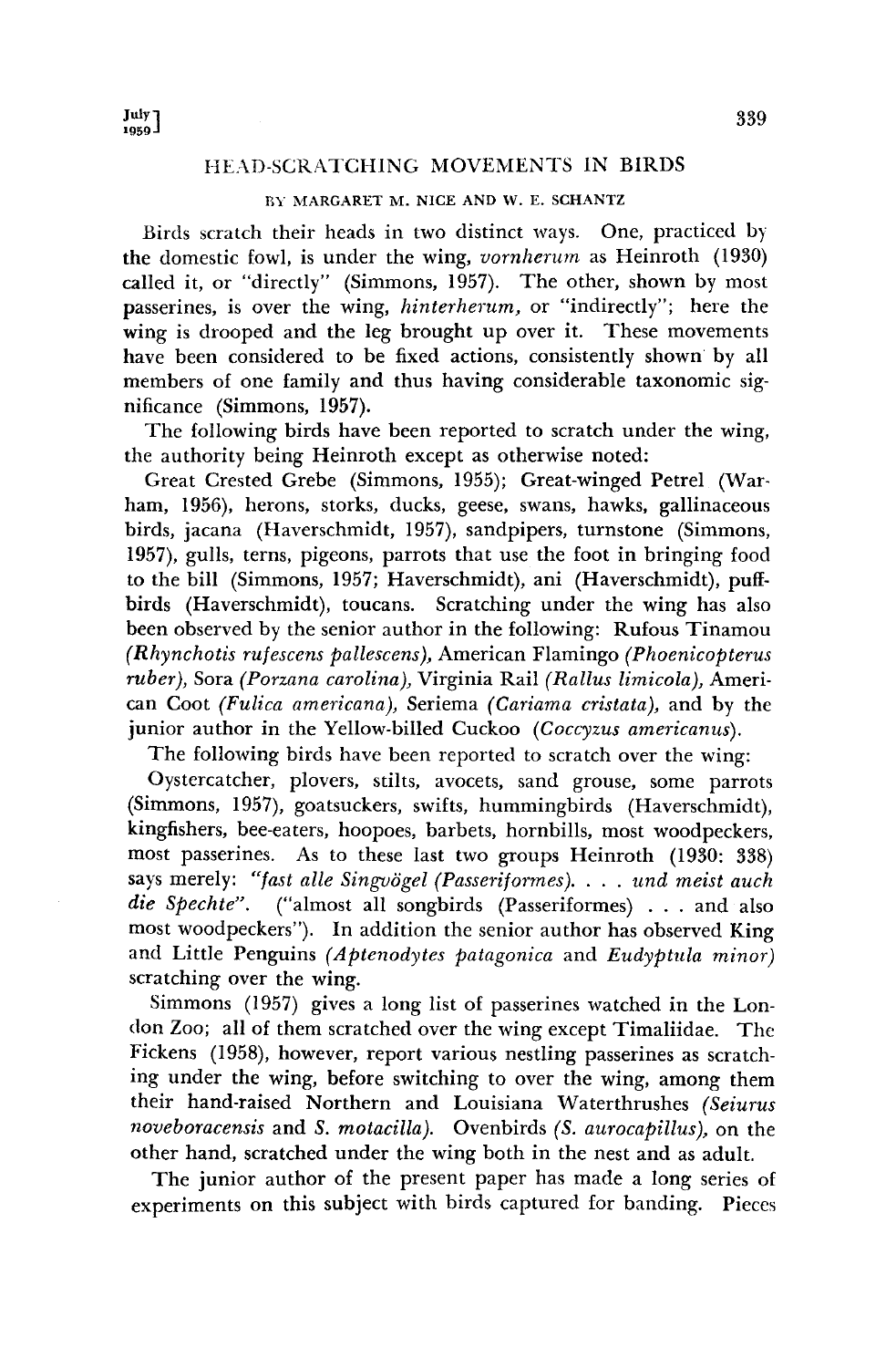# HEAD-SCRATCHING MOVEMENTS IN BIRDS

BY MARGARET M. NICE AND W. E. SCHANTZ

Birds scratch their heads in two distinct ways. One, practiced by the domestic fowl, is under the wing, *vornherum* as Heinroth (1930) called it, or "directly" (Simmons, 1957). The other, shown by most passerines, is over the wing, *hinterherum*, or "indirectly"; here the wing is drooped and the leg brought up over it. These movements have been considered to be fixed actions, consistently shown by all members of one family and thus having considerable taxonomic significance (Simmons, 1957).

The following birds have been reported to scratch under the wing, the authority being Heinroth except as otherwise noted:

Great Crested Grebe (Simmons, 1955); Great-winged Petrel (Warham, 1956), herons, storks, ducks, geese, swans, hawks, gallinaceous birds, jacana (Haverschmidt, 1957), sandpipers, turnstone (Simmons, 1957), gulls, terns, pigeons, parrots that use the foot in bringing food to the bill (Simmons, 1957; Haverschmidt), ani (Haverschmidt), puffbirds (Haverschmidt), toucans. Scratching under the wing has also been observed by the senior author in the following: Rufous Tinamou *(Rhynchotis rufescens pallescens)*, American Flamingo *(Phoenicopterus ruber)*, Sora *(Porzana carolina)*, Virginia Rail *(Rallus limicola)*, American Coot *(Fulica americana)*, Seriema *(Cariama cristata)*, and by the junior author in the Yellow-billed Cuckoo *(Coccyzus americanus)*.

The following birds have been reported to scratch over the wing:

Oystercatcher, plovers, stilts, avocets, sand grouse, some parrots (Simmons, 1957), goatsuckers, swifts, hummingbirds (Haverschmidt), kingfishers, bee-eaters, hoopoes, barbets, hornbills, most woodpeckers, most passerines. As to these last two groups Heinroth (1930: 338) says merely: *"fast alle Singvögel (Passeriformes). . . . und meist auch die Spechte"*. ("almost all songbirds (Passeriformes) . . . and also most woodpeckers"). In addition the senior author has observed King and Little Penguins *(Aptenodytes patagonica* and *Eudyptula minor)* scratching over the wing.

Simmons (1957) gives a long list of passerines watched in the London Zoo; all of them scratched over the wing except Timaliidae. The Fickens (1958), however, report various nestling passerines as scratching under the wing, before switching to over the wing, among them their hand-raised Northern and Louisiana Waterthrushes *(Seiurus noveboracensis* and *S. motacilla)*. Ovenbirds *(S. aurocapillus)*, on the other hand, scratched under the wing both in the nest and as adult.

The junior author of the present paper has made a long series of experiments on this subject with birds captured for banding. Pieces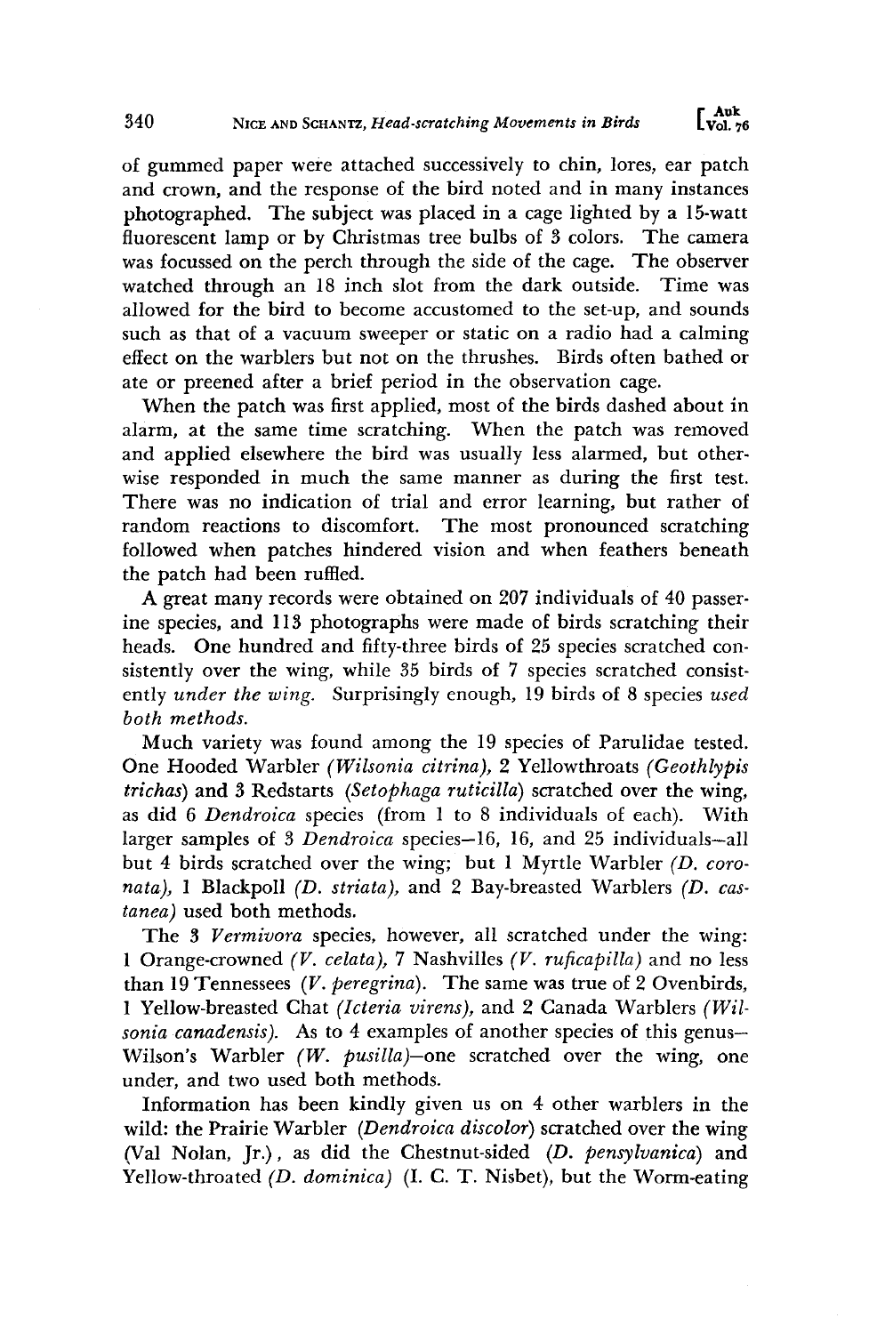of gummed paper were attached successively to chin, lores, ear patch and crown, and the response of the bird noted and in many instances photographed. The subject was placed in a cage lighted by a 15-watt fluorescent lamp or by Christmas tree bulbs of 3 colors. The camera was focussed on the perch through the side of the cage. The observer watched through an 18 inch slot from the dark outside. Time was allowed for the bird to become accustomed to the set-up, and sounds such as that of a vacuum sweeper or static on a radio had a calming effect on the warblers but not on the thrushes. Birds often bathed or ate or preened after a brief period in the observation cage.

When the patch was first applied, most of the birds dashed about in alarm, at the same time scratching. When the patch was removed and applied elsewhere the bird was usually less alarmed, but otherwise responded in much the same manner as during the first test. There was no indication of trial and error learning, but rather of random reactions to discomfort. The most pronounced scratching followed when patches hindered vision and when feathers beneath the patch had been ruffled.

A great many records were obtained on 207 individuals of 40 passerine species, and 113 photographs were made of birds scratching their heads. One hundred and fifty-three birds of 25 species scratched consistently over the wing, while 35 birds of 7 species scratched consistently *under the wing.* Surprisingly enough, 19 birds of 8 species *used both methods.*

Much variety was found among the 19 species of Parulidae tested. One Hooded Warbler *(Wilsonia citrina)*, 2 Yellowthroats *(Geothlypis trichas)* and 3 Redstarts *(Setophaga ruticilla)* scratched over the wing, as did 6 *Dendroica* species (from 1 to 8 individuals of each). With larger samples of 3 *Dendroica* species—16, 16, and 25 individuals—all but 4 birds scratched over the wing; but 1 Myrtle Warbler *(D. coronata)*, 1 Blackpoll *(D. striata)*, and 2 Bay-breasted Warblers *(D. castanea)* used both methods.

The 3 *Vermivora* species, however, all scratched under the wing: 1 Orange-crowned *(V. celata)*, 7 Nashvilles *(V. ruficapilla)* and no less than 19 Tennessees *(V. peregrina)*. The same was true of 2 Ovenbirds, 1 Yellow-breasted Chat *(Icteria virens)*, and 2 Canada Warblers *(Wilsonia canadensis)*. As to 4 examples of another species of this genus—Wilson's Warbler *(W. pusilla)*—one scratched over the wing, one under, and two used both methods.

Information has been kindly given us on 4 other warblers in the wild: the Prairie Warbler *(Dendroica discolor)* scratched over the wing (Val Nolan, Jr.), as did the Chestnut-sided *(D. pensylvanica)* and Yellow-throated *(D. dominica)* (I. C. T. Nisbet), but the Worm-eating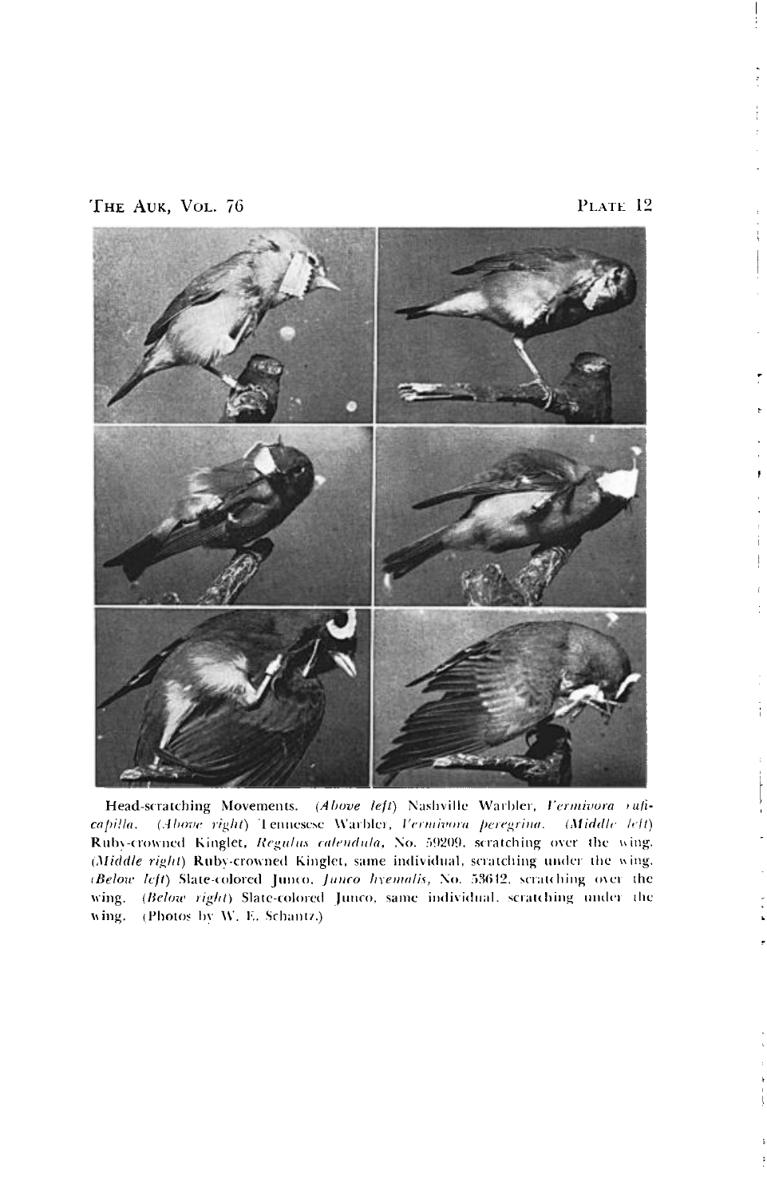Head-scratching Movements. (*Above left*) Nashville Warbler, *Vermivora ruficapilla*. (*Above right*) Tennessee Warbler, *Vermivora peregrina*. (*Middle left*) Ruby-crowned Kinglet, *Regulus calendula*, No. 59209, scratching over the wing. (*Middle right*) Ruby-crowned Kinglet, same individual, scratching under the wing. (*Below left*) Slate-colored Junco, *Junco hyemalis*, No. 53612, scratching over the wing. (*Below right*) Slate-colored Junco, same individual, scratching under the wing. (Photos by W. E. Schantz.)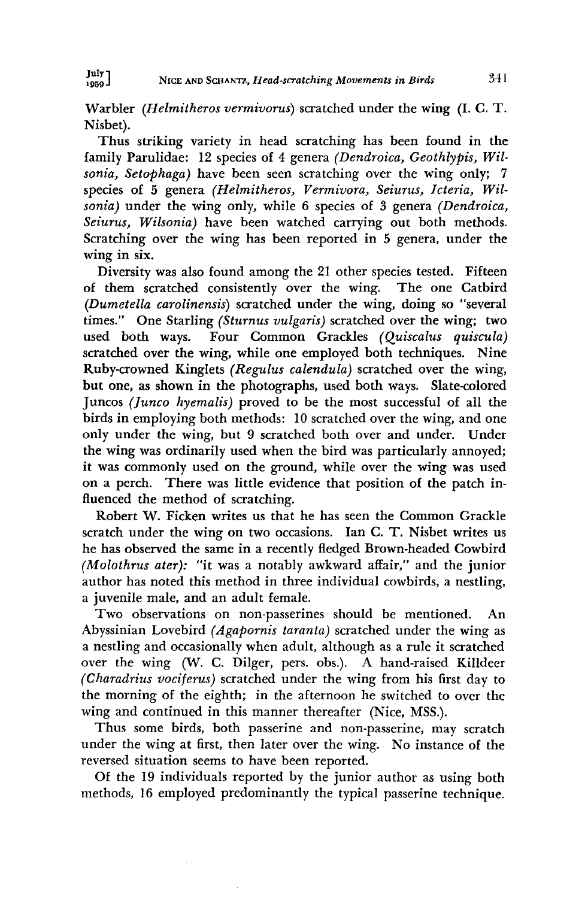Warbler *(Helmitheros vermivorus)* scratched under the wing (I. C. T. Nisbet).

Thus striking variety in head scratching has been found in the family Parulidae: 12 species of 4 genera *(Dendroica, Geothlypis, Wilsonia, Setophaga)* have been seen scratching over the wing only; 7 species of 5 genera *(Helmitheros, Vermivora, Seiurus, Icteria, Wilsonia)* under the wing only, while 6 species of 3 genera *(Dendroica, Seiurus, Wilsonia)* have been watched carrying out both methods. Scratching over the wing has been reported in 5 genera, under the wing in six.

Diversity was also found among the 21 other species tested. Fifteen of them scratched consistently over the wing. The one Catbird *(Dumetella carolinensis)* scratched under the wing, doing so "several times." One Starling *(Sturnus vulgaris)* scratched over the wing; two used both ways. Four Common Grackles *(Quiscalus quiscula)* scratched over the wing, while one employed both techniques. Nine Ruby-crowned Kinglets *(Regulus calendula)* scratched over the wing, but one, as shown in the photographs, used both ways. Slate-colored Juncos *(Junco hyemalis)* proved to be the most successful of all the birds in employing both methods: 10 scratched over the wing, and one only under the wing, but 9 scratched both over and under. Under the wing was ordinarily used when the bird was particularly annoyed; it was commonly used on the ground, while over the wing was used on a perch. There was little evidence that position of the patch influenced the method of scratching.

Robert W. Ficken writes us that he has seen the Common Grackle scratch under the wing on two occasions. Ian C. T. Nisbet writes us he has observed the same in a recently fledged Brown-headed Cowbird *(Molothrus ater)*: "it was a notably awkward affair," and the junior author has noted this method in three individual cowbirds, a nestling, a juvenile male, and an adult female.

Two observations on non-passerines should be mentioned. An Abyssinian Lovebird *(Agapornis taranta)* scratched under the wing as a nestling and occasionally when adult, although as a rule it scratched over the wing (W. C. Dilger, pers. obs.). A hand-raised Killdeer *(Charadrius vociferus)* scratched under the wing from his first day to the morning of the eighth; in the afternoon he switched to over the wing and continued in this manner thereafter (Nice, MSS.).

Thus some birds, both passerine and non-passerine, may scratch under the wing at first, then later over the wing. No instance of the reversed situation seems to have been reported.

Of the 19 individuals reported by the junior author as using both methods, 16 employed predominantly the typical passerine technique.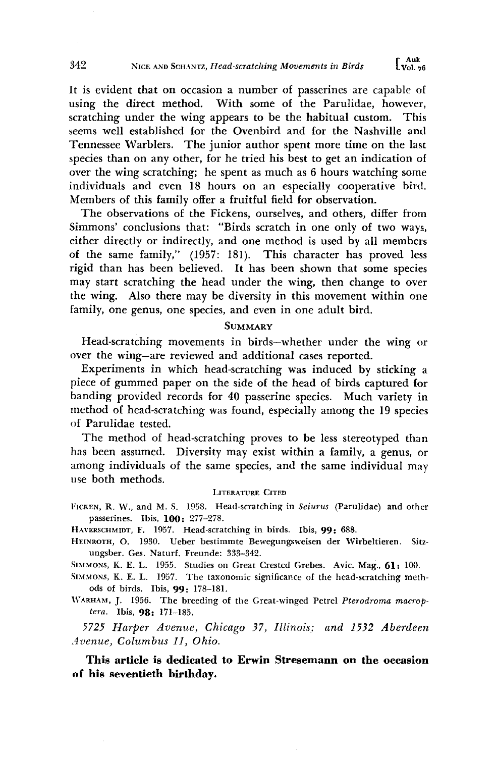It is evident that on occasion a number of passerines are capable of using the direct method. With some of the Parulidae, however, scratching under the wing appears to be the habitual custom. This seems well established for the Ovenbird and for the Nashville and Tennessee Warblers. The junior author spent more time on the last species than on any other, for he tried his best to get an indication of over the wing scratching; he spent as much as 6 hours watching some individuals and even 18 hours on an especially cooperative bird. Members of this family offer a fruitful field for observation.

The observations of the Fickens, ourselves, and others, differ from Simmons' conclusions that: "Birds scratch in one only of two ways, either directly or indirectly, and one method is used by all members of the same family," (1957: 181). This character has proved less rigid than has been believed. It has been shown that some species may start scratching the head under the wing, then change to over the wing. Also there may be diversity in this movement within one family, one genus, one species, and even in one adult bird.

## Summary

Head-scratching movements in birds—whether under the wing or over the wing—are reviewed and additional cases reported.

Experiments in which head-scratching was induced by sticking a piece of gummed paper on the side of the head of birds captured for banding provided records for 40 passerine species. Much variety in method of head-scratching was found, especially among the 19 species of Parulidae tested.

The method of head-scratching proves to be less stereotyped than has been assumed. Diversity may exist within a family, a genus, or among individuals of the same species, and the same individual may use both methods.

### Literature Cited

Ficken, R. W., and M. S. 1958. Head-scratching in *Seiurus* (Parulidae) and other passerines. Ibis, **100**: 277–278.

Haverschmidt, F. 1957. Head-scratching in birds. Ibis, **99**: 688.

Heinroth, O. 1930. Ueber bestimmte Bewegungsweisen der Wirbeltieren. Sitzungsber. Ges. Naturf. Freunde: 333–342.

Simmons, K. E. L. 1955. Studies on Great Crested Grebes. Avic. Mag., **61**: 100.

Simmons, K. E. L. 1957. The taxonomic significance of the head-scratching methods of birds. Ibis, **99**: 178–181.

Warham, J. 1956. The breeding of the Great-winged Petrel *Pterodroma macroptera*. Ibis, **98**: 171–185.

*5725 Harper Avenue, Chicago 37, Illinois; and 1532 Aberdeen Avenue, Columbus 11, Ohio.*

**This article is dedicated to Erwin Stresemann on the occasion of his seventieth birthday.**